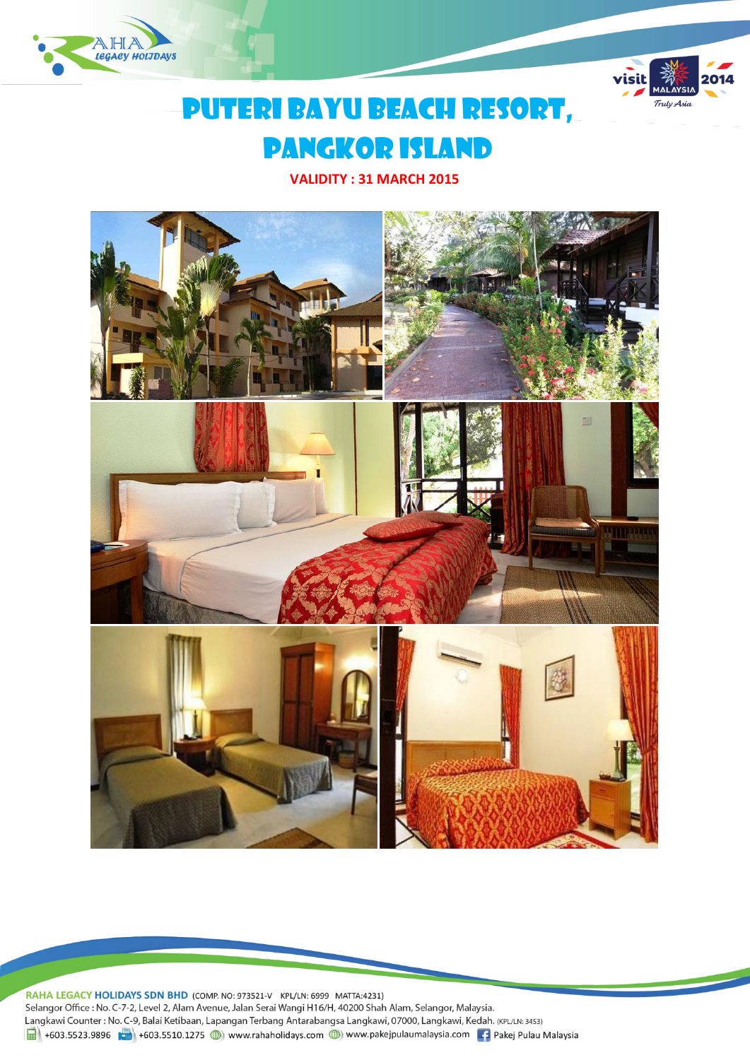# PUTERI BAYU BEACH RESORT, PANGKOR ISLAND

**VALIDITY : 31 MARCH 2015**

**RAHA LEGACY HOLIDAYS SDN BHD** (COMP. NO: 973521-V KPL/LN: 6999 MATTA:4231)
Selangor Office : No. C-7-2, Level 2, Alam Avenue, Jalan Serai Wangi H16/H, 40200 Shah Alam, Selangor, Malaysia.
Langkawi Counter : No. C-9, Balai Ketibaan, Lapangan Terbang Antarabangsa Langkawi, 07000, Langkawi, Kedah. (KPL/LN: 3453)
+603.5523.9896 +603.5510.1275 www.rahaholidays.com www.pakejpulaumalaysia.com Pakej Pulau Malaysia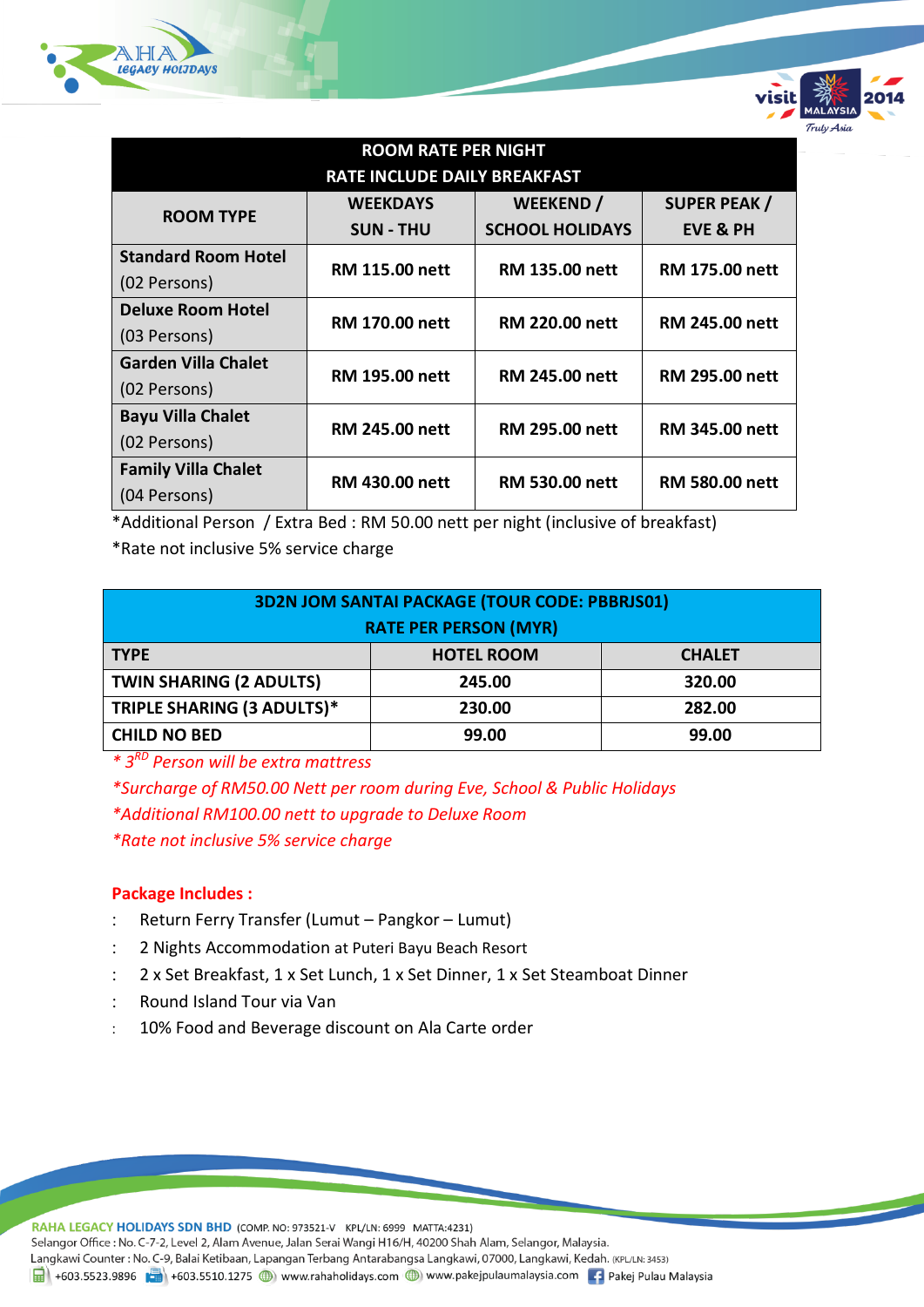| ROOM RATE PER NIGHT<br>RATE INCLUDE DAILY BREAKFAST | | | |
|---|---|---|---|
| **ROOM TYPE** | **WEEKDAYS**<br>**SUN - THU** | **WEEKEND /**<br>**SCHOOL HOLIDAYS** | **SUPER PEAK /**<br>**EVE & PH** |
| **Standard Room Hotel**<br>(02 Persons) | **RM 115.00 nett** | **RM 135.00 nett** | **RM 175.00 nett** |
| **Deluxe Room Hotel**<br>(03 Persons) | **RM 170.00 nett** | **RM 220.00 nett** | **RM 245.00 nett** |
| **Garden Villa Chalet**<br>(02 Persons) | **RM 195.00 nett** | **RM 245.00 nett** | **RM 295.00 nett** |
| **Bayu Villa Chalet**<br>(02 Persons) | **RM 245.00 nett** | **RM 295.00 nett** | **RM 345.00 nett** |
| **Family Villa Chalet**<br>(04 Persons) | **RM 430.00 nett** | **RM 530.00 nett** | **RM 580.00 nett** |

*Additional Person / Extra Bed : RM 50.00 nett per night (inclusive of breakfast)

*Rate not inclusive 5% service charge

| 3D2N JOM SANTAI PACKAGE (TOUR CODE: PBBRJS01)<br>RATE PER PERSON (MYR) | | |
|---|---|---|
| **TYPE** | **HOTEL ROOM** | **CHALET** |
| **TWIN SHARING (2 ADULTS)** | **245.00** | **320.00** |
| **TRIPLE SHARING (3 ADULTS)*** | **230.00** | **282.00** |
| **CHILD NO BED** | **99.00** | **99.00** |

*\* 3RD Person will be extra mattress*

*\*Surcharge of RM50.00 Nett per room during Eve, School & Public Holidays*

*\*Additional RM100.00 nett to upgrade to Deluxe Room*

*\*Rate not inclusive 5% service charge*

**Package Includes :**

- Return Ferry Transfer (Lumut – Pangkor – Lumut)
- 2 Nights Accommodation at Puteri Bayu Beach Resort
- 2 x Set Breakfast, 1 x Set Lunch, 1 x Set Dinner, 1 x Set Steamboat Dinner
- Round Island Tour via Van
- 10% Food and Beverage discount on Ala Carte order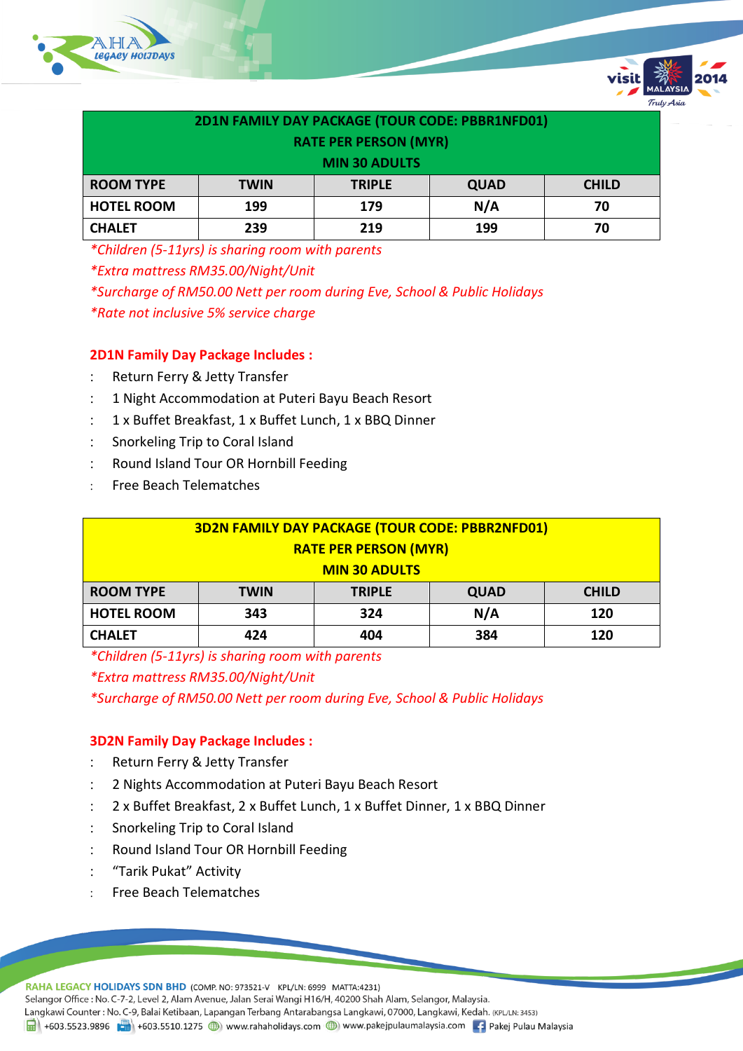| 2D1N FAMILY DAY PACKAGE (TOUR CODE: PBBR1NFD01)<br>RATE PER PERSON (MYR)<br>MIN 30 ADULTS | | | | |
|---|---|---|---|---|
| **ROOM TYPE** | **TWIN** | **TRIPLE** | **QUAD** | **CHILD** |
| **HOTEL ROOM** | 199 | 179 | N/A | 70 |
| **CHALET** | 239 | 219 | 199 | 70 |

*\*Children (5-11yrs) is sharing room with parents*
*\*Extra mattress RM35.00/Night/Unit*
*\*Surcharge of RM50.00 Nett per room during Eve, School & Public Holidays*
*\*Rate not inclusive 5% service charge*

**2D1N Family Day Package Includes :**

- Return Ferry & Jetty Transfer
- 1 Night Accommodation at Puteri Bayu Beach Resort
- 1 x Buffet Breakfast, 1 x Buffet Lunch, 1 x BBQ Dinner
- Snorkeling Trip to Coral Island
- Round Island Tour OR Hornbill Feeding
- Free Beach Telematches

| 3D2N FAMILY DAY PACKAGE (TOUR CODE: PBBR2NFD01)<br>RATE PER PERSON (MYR)<br>MIN 30 ADULTS | | | | |
|---|---|---|---|---|
| **ROOM TYPE** | **TWIN** | **TRIPLE** | **QUAD** | **CHILD** |
| **HOTEL ROOM** | 343 | 324 | N/A | 120 |
| **CHALET** | 424 | 404 | 384 | 120 |

*\*Children (5-11yrs) is sharing room with parents*
*\*Extra mattress RM35.00/Night/Unit*
*\*Surcharge of RM50.00 Nett per room during Eve, School & Public Holidays*

**3D2N Family Day Package Includes :**

- Return Ferry & Jetty Transfer
- 2 Nights Accommodation at Puteri Bayu Beach Resort
- 2 x Buffet Breakfast, 2 x Buffet Lunch, 1 x Buffet Dinner, 1 x BBQ Dinner
- Snorkeling Trip to Coral Island
- Round Island Tour OR Hornbill Feeding
- "Tarik Pukat" Activity
- Free Beach Telematches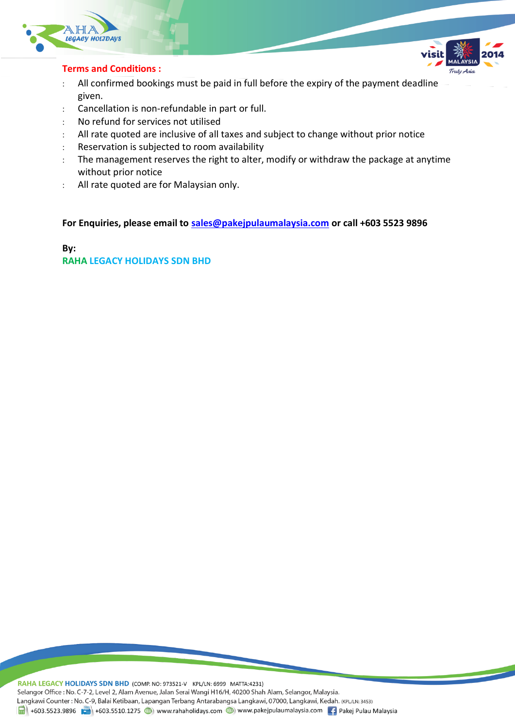**Terms and Conditions :**

- All confirmed bookings must be paid in full before the expiry of the payment deadline given.
- Cancellation is non-refundable in part or full.
- No refund for services not utilised
- All rate quoted are inclusive of all taxes and subject to change without prior notice
- Reservation is subjected to room availability
- The management reserves the right to alter, modify or withdraw the package at anytime without prior notice
- All rate quoted are for Malaysian only.

**For Enquiries, please email to sales@pakejpulaumalaysia.com or call +603 5523 9896**

**By:**

**RAHA LEGACY HOLIDAYS SDN BHD**